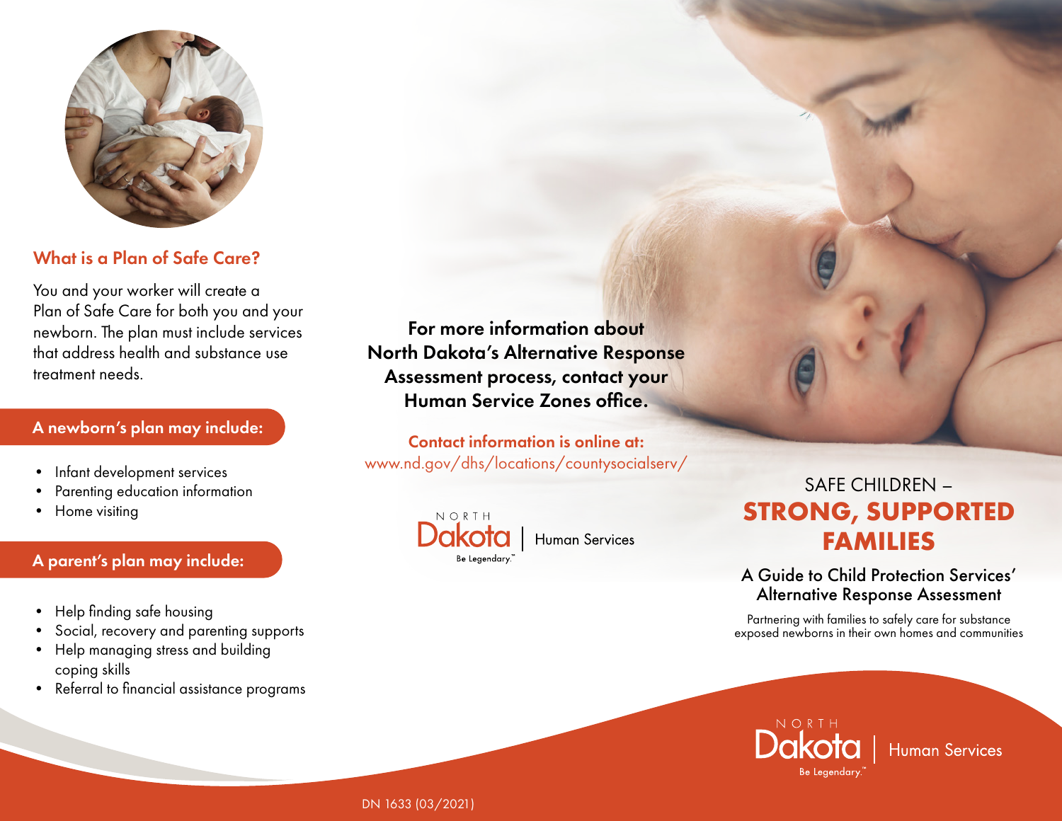## What is a Plan of Safe Care?

You and your worker will create a Plan of Safe Care for both you and your newborn. The plan must include services that address health and substance use treatment needs.

### A newborn's plan may include:

- Infant development services
- Parenting education information
- Home visiting

### A parent's plan may include:

- Help finding safe housing
- Social, recovery and parenting supports
- Help managing stress and building coping skills
- Referral to financial assistance programs

**For more information about North Dakota's Alternative Response Assessment process, contact your Human Service Zones office.**

**Contact information is online at:**
www.nd.gov/dhs/locations/countysocialserv/

NORTH Dakota | Human Services
Be Legendary.™

# SAFE CHILDREN – STRONG, SUPPORTED FAMILIES

## A Guide to Child Protection Services' Alternative Response Assessment

Partnering with families to safely care for substance exposed newborns in their own homes and communities

NORTH Dakota | Human Services
Be Legendary.™

DN 1633 (03/2021)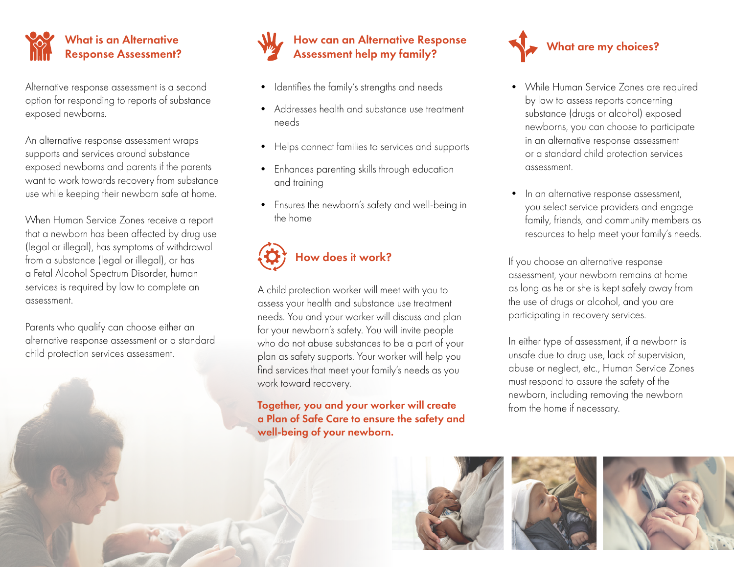## What is an Alternative Response Assessment?

Alternative response assessment is a second option for responding to reports of substance exposed newborns.

An alternative response assessment wraps supports and services around substance exposed newborns and parents if the parents want to work towards recovery from substance use while keeping their newborn safe at home.

When Human Service Zones receive a report that a newborn has been affected by drug use (legal or illegal), has symptoms of withdrawal from a substance (legal or illegal), or has a Fetal Alcohol Spectrum Disorder, human services is required by law to complete an assessment.

Parents who qualify can choose either an alternative response assessment or a standard child protection services assessment.

## How can an Alternative Response Assessment help my family?

- Identifies the family's strengths and needs
- Addresses health and substance use treatment needs
- Helps connect families to services and supports
- Enhances parenting skills through education and training
- Ensures the newborn's safety and well-being in the home

## How does it work?

A child protection worker will meet with you to assess your health and substance use treatment needs. You and your worker will discuss and plan for your newborn's safety. You will invite people who do not abuse substances to be a part of your plan as safety supports. Your worker will help you find services that meet your family's needs as you work toward recovery.

**Together, you and your worker will create a Plan of Safe Care to ensure the safety and well-being of your newborn.**

## What are my choices?

- While Human Service Zones are required by law to assess reports concerning substance (drugs or alcohol) exposed newborns, you can choose to participate in an alternative response assessment or a standard child protection services assessment.
- In an alternative response assessment, you select service providers and engage family, friends, and community members as resources to help meet your family's needs.

If you choose an alternative response assessment, your newborn remains at home as long as he or she is kept safely away from the use of drugs or alcohol, and you are participating in recovery services.

In either type of assessment, if a newborn is unsafe due to drug use, lack of supervision, abuse or neglect, etc., Human Service Zones must respond to assure the safety of the newborn, including removing the newborn from the home if necessary.